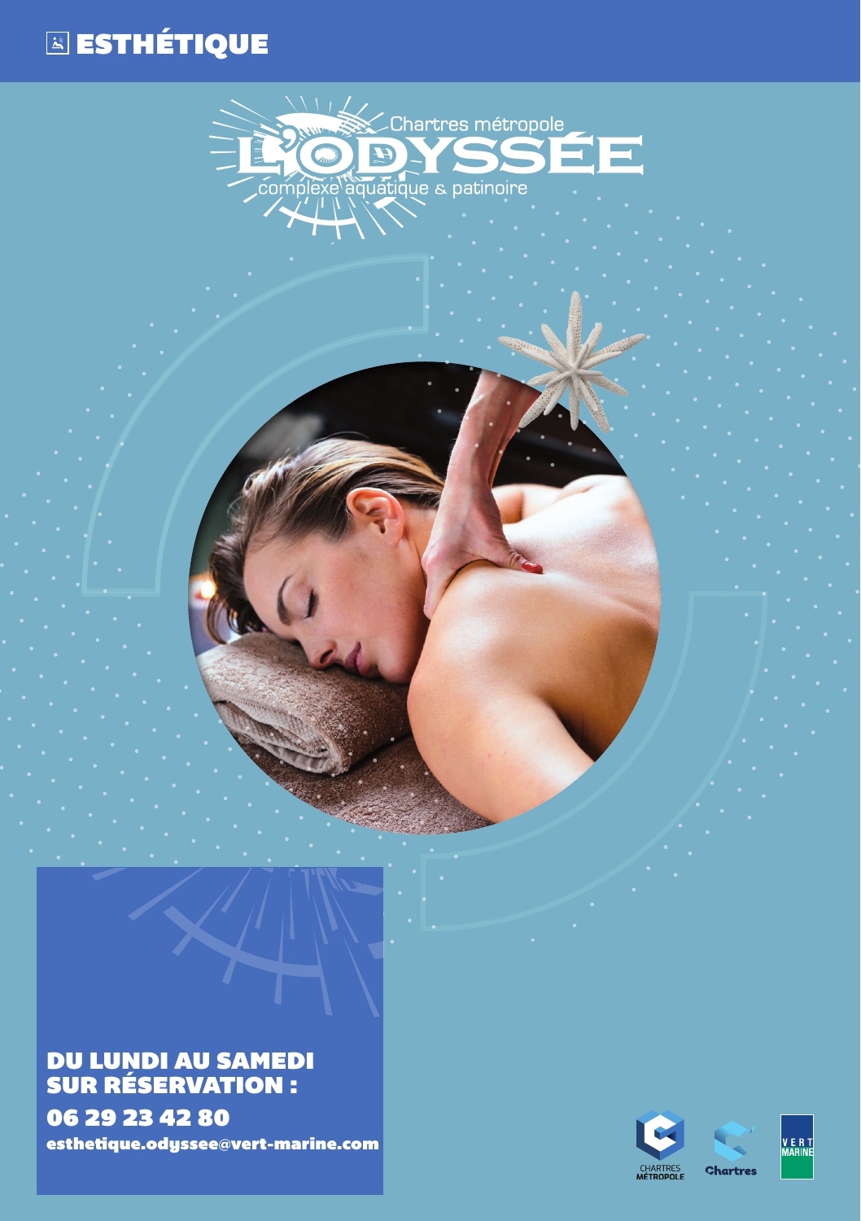# ESTHÉTIQUE

Chartres métropole

L'ODYSSÉE

complexe aquatique & patinoire

**DU LUNDI AU SAMEDI SUR RÉSERVATION :**

**06 29 23 42 80**

**esthetique.odyssee@vert-marine.com**

CHARTRES MÉTROPOLE

Chartres

VERT MARINE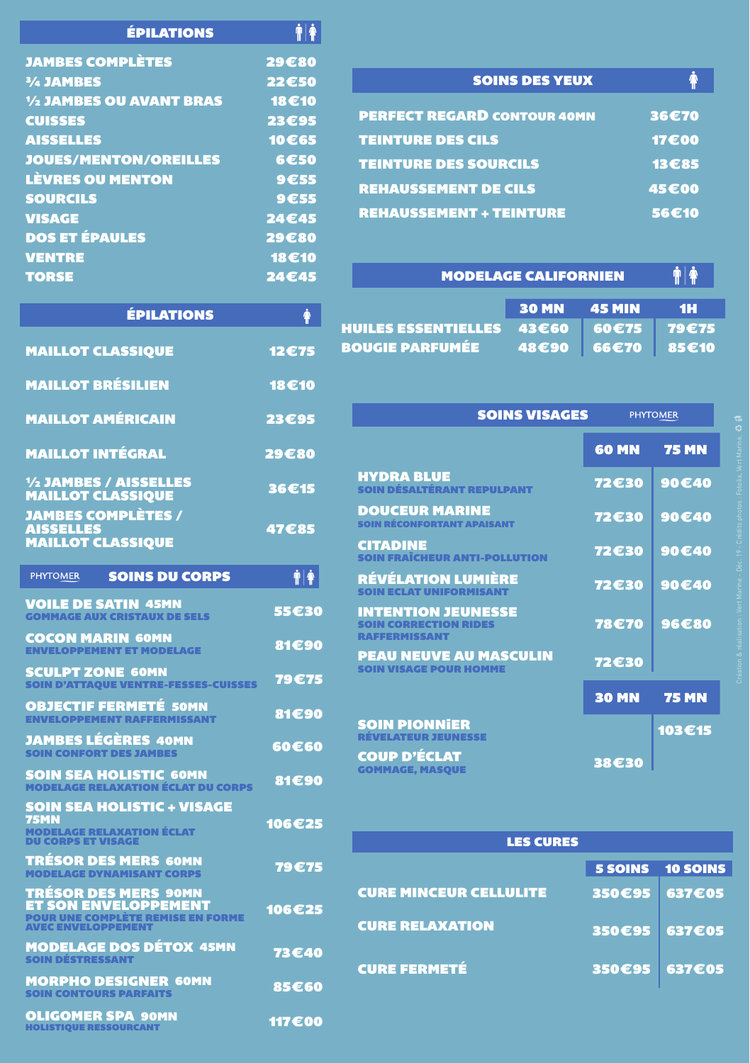## ÉPILATIONS (homme / femme)

| | |
|---|---|
| JAMBES COMPLÈTES | 29€80 |
| ¾ JAMBES | 22€50 |
| ½ JAMBES OU AVANT BRAS | 18€10 |
| CUISSES | 23€95 |
| AISSELLES | 10€65 |
| JOUES/MENTON/OREILLES | 6€50 |
| LÈVRES OU MENTON | 9€55 |
| SOURCILS | 9€55 |
| VISAGE | 24€45 |
| DOS ET ÉPAULES | 29€80 |
| VENTRE | 18€10 |
| TORSE | 24€45 |

## ÉPILATIONS (femme)

| | |
|---|---|
| MAILLOT CLASSIQUE | 12€75 |
| MAILLOT BRÉSILIEN | 18€10 |
| MAILLOT AMÉRICAIN | 23€95 |
| MAILLOT INTÉGRAL | 29€80 |
| ½ JAMBES / AISSELLES MAILLOT CLASSIQUE | 36€15 |
| JAMBES COMPLÈTES / AISSELLES MAILLOT CLASSIQUE | 47€85 |

## PHYTOMER SOINS DU CORPS

| | |
|---|---|
| **VOILE DE SATIN 45MN**<br>GOMMAGE AUX CRISTAUX DE SELS | 55€30 |
| **COCON MARIN 60MN**<br>ENVELOPPEMENT ET MODELAGE | 81€90 |
| **SCULPT ZONE 60MN**<br>SOIN D'ATTAQUE VENTRE-FESSES-CUISSES | 79€75 |
| **OBJECTIF FERMETÉ 50MN**<br>ENVELOPPEMENT RAFFERMISSANT | 81€90 |
| **JAMBES LÉGÈRES 40MN**<br>SOIN CONFORT DES JAMBES | 60€60 |
| **SOIN SEA HOLISTIC 60MN**<br>MODELAGE RELAXATION ÉCLAT DU CORPS | 81€90 |
| **SOIN SEA HOLISTIC + VISAGE 75MN**<br>MODELAGE RELAXATION ÉCLAT DU CORPS ET VISAGE | 106€25 |
| **TRÉSOR DES MERS 60MN**<br>MODELAGE DYNAMISANT CORPS | 79€75 |
| **TRÉSOR DES MERS 90MN ET SON ENVELOPPEMENT**<br>POUR UNE COMPLÈTE REMISE EN FORME AVEC ENVELOPPEMENT | 106€25 |
| **MODELAGE DOS DÉTOX 45MN**<br>SOIN DÉSTRESSANT | 73€40 |
| **MORPHO DESIGNER 60MN**<br>SOIN CONTOURS PARFAITS | 85€60 |
| **OLIGOMER SPA 90MN**<br>HOLISTIQUE RESSOURCANT | 117€00 |

## SOINS DES YEUX

| | |
|---|---|
| PERFECT REGARD CONTOUR 40MN | 36€70 |
| TEINTURE DES CILS | 17€00 |
| TEINTURE DES SOURCILS | 13€85 |
| REHAUSSEMENT DE CILS | 45€00 |
| REHAUSSEMENT + TEINTURE | 56€10 |

## MODELAGE CALIFORNIEN

| | 30 MN | 45 MIN | 1H |
|---|---|---|---|
| HUILES ESSENTIELLES | 43€60 | 60€75 | 79€75 |
| BOUGIE PARFUMÉE | 48€90 | 66€70 | 85€10 |

## SOINS VISAGES PHYTOMER

| | 60 MN | 75 MN |
|---|---|---|
| **HYDRA BLUE**<br>SOIN DÉSALTÉRANT REPULPANT | 72€30 | 90€40 |
| **DOUCEUR MARINE**<br>SOIN RÉCONFORTANT APAISANT | 72€30 | 90€40 |
| **CITADINE**<br>SOIN FRAÎCHEUR ANTI-POLLUTION | 72€30 | 90€40 |
| **RÉVÉLATION LUMIÈRE**<br>SOIN ECLAT UNIFORMISANT | 72€30 | 90€40 |
| **INTENTION JEUNESSE**<br>SOIN CORRECTION RIDES RAFFERMISSANT | 78€70 | 96€80 |
| **PEAU NEUVE AU MASCULIN**<br>SOIN VISAGE POUR HOMME | 72€30 | |

| | 30 MN | 75 MN |
|---|---|---|
| **SOIN PIONNiER**<br>RÉVELATEUR JEUNESSE | | 103€15 |
| **COUP D'ÉCLAT**<br>GOMMAGE, MASQUE | 38€30 | |

## LES CURES

| | 5 SOINS | 10 SOINS |
|---|---|---|
| CURE MINCEUR CELLULITE | 350€95 | 637€05 |
| CURE RELAXATION | 350€95 | 637€05 |
| CURE FERMETÉ | 350€95 | 637€05 |

Création & réalisation : Vert Marine - Déc. 19 - Crédits photos : Fotolia, Vert Marine.